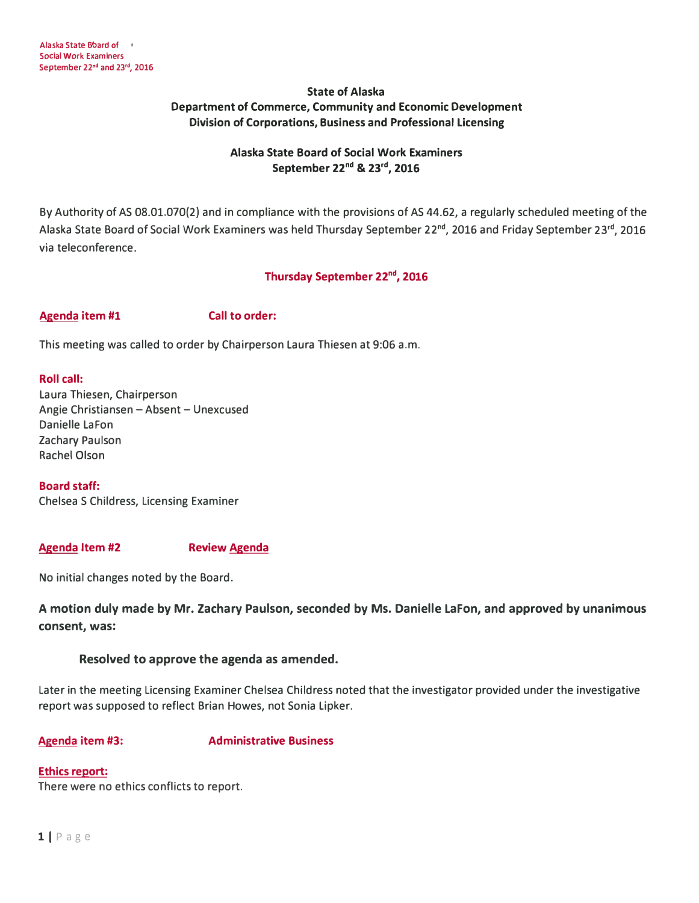**State of Alaska**
**Department of Commerce, Community and Economic Development**
**Division of Corporations, Business and Professional Licensing**

**Alaska State Board of Social Work Examiners**
**September 22nd & 23rd, 2016**

By Authority of AS 08.01.070(2) and in compliance with the provisions of AS 44.62, a regularly scheduled meeting of the Alaska State Board of Social Work Examiners was held Thursday September 22nd, 2016 and Friday September 23rd, 2016 via teleconference.

## Thursday September 22nd, 2016

### Agenda item #1 Call to order:

This meeting was called to order by Chairperson Laura Thiesen at 9:06 a.m.

**Roll call:**
Laura Thiesen, Chairperson
Angie Christiansen – Absent – Unexcused
Danielle LaFon
Zachary Paulson
Rachel Olson

**Board staff:**
Chelsea S Childress, Licensing Examiner

### Agenda Item #2 Review Agenda

No initial changes noted by the Board.

**A motion duly made by Mr. Zachary Paulson, seconded by Ms. Danielle LaFon, and approved by unanimous consent, was:**

> **Resolved to approve the agenda as amended.**

Later in the meeting Licensing Examiner Chelsea Childress noted that the investigator provided under the investigative report was supposed to reflect Brian Howes, not Sonia Lipker.

### Agenda item #3: Administrative Business

**Ethics report:**
There were no ethics conflicts to report.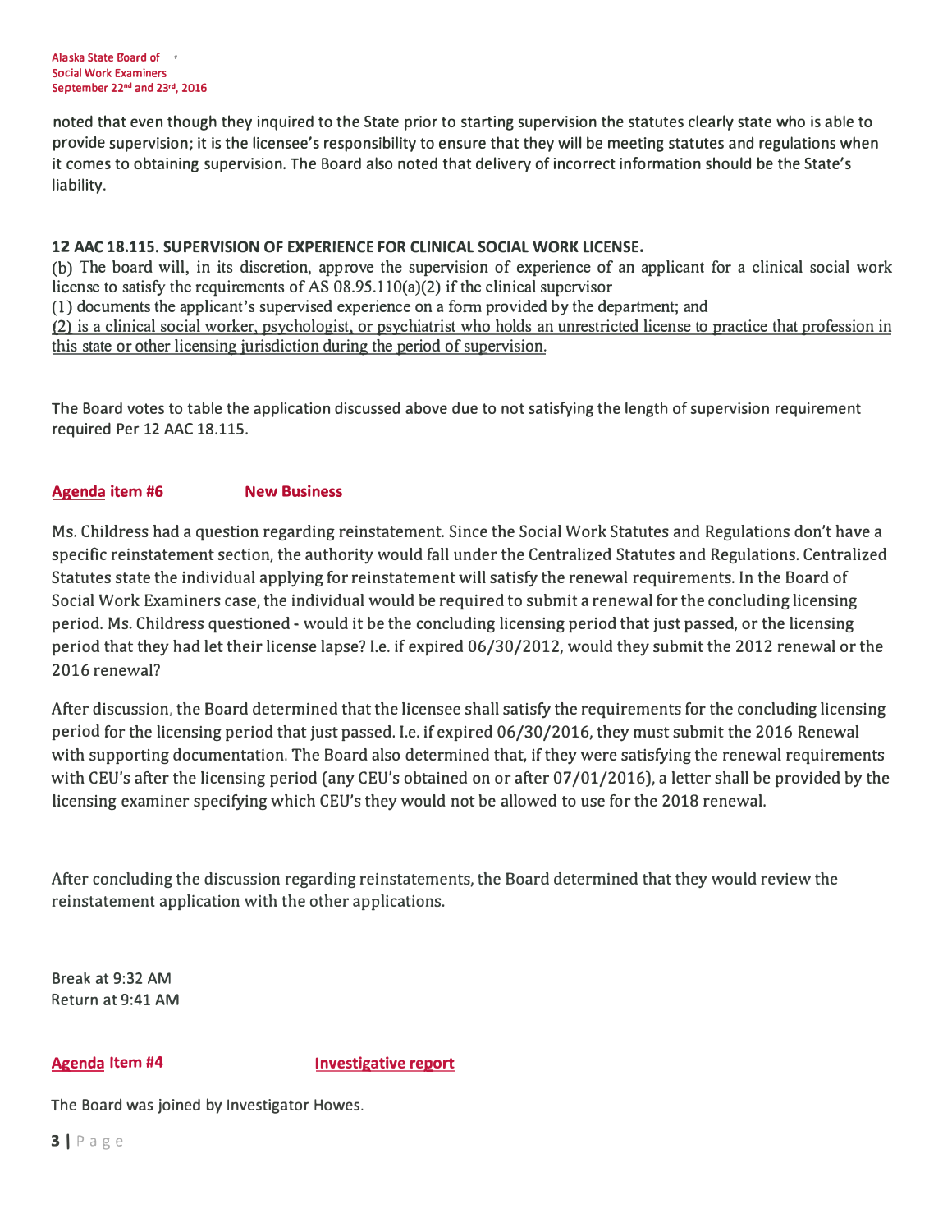noted that even though they inquired to the State prior to starting supervision the statutes clearly state who is able to provide supervision; it is the licensee's responsibility to ensure that they will be meeting statutes and regulations when it comes to obtaining supervision. The Board also noted that delivery of incorrect information should be the State's liability.

**12 AAC 18.115. SUPERVISION OF EXPERIENCE FOR CLINICAL SOCIAL WORK LICENSE.**

(b) The board will, in its discretion, approve the supervision of experience of an applicant for a clinical social work license to satisfy the requirements of AS 08.95.110(a)(2) if the clinical supervisor

(1) documents the applicant's supervised experience on a form provided by the department; and

<u>(2) is a clinical social worker, psychologist, or psychiatrist who holds an unrestricted license to practice that profession in this state or other licensing jurisdiction during the period of supervision.</u>

The Board votes to table the application discussed above due to not satisfying the length of supervision requirement required Per 12 AAC 18.115.

### Agenda item #6 — New Business

Ms. Childress had a question regarding reinstatement. Since the Social Work Statutes and Regulations don't have a specific reinstatement section, the authority would fall under the Centralized Statutes and Regulations. Centralized Statutes state the individual applying for reinstatement will satisfy the renewal requirements. In the Board of Social Work Examiners case, the individual would be required to submit a renewal for the concluding licensing period. Ms. Childress questioned - would it be the concluding licensing period that just passed, or the licensing period that they had let their license lapse? I.e. if expired 06/30/2012, would they submit the 2012 renewal or the 2016 renewal?

After discussion, the Board determined that the licensee shall satisfy the requirements for the concluding licensing period for the licensing period that just passed. I.e. if expired 06/30/2016, they must submit the 2016 Renewal with supporting documentation. The Board also determined that, if they were satisfying the renewal requirements with CEU's after the licensing period (any CEU's obtained on or after 07/01/2016), a letter shall be provided by the licensing examiner specifying which CEU's they would not be allowed to use for the 2018 renewal.

After concluding the discussion regarding reinstatements, the Board determined that they would review the reinstatement application with the other applications.

Break at 9:32 AM
Return at 9:41 AM

### Agenda Item #4 — Investigative report

The Board was joined by Investigator Howes.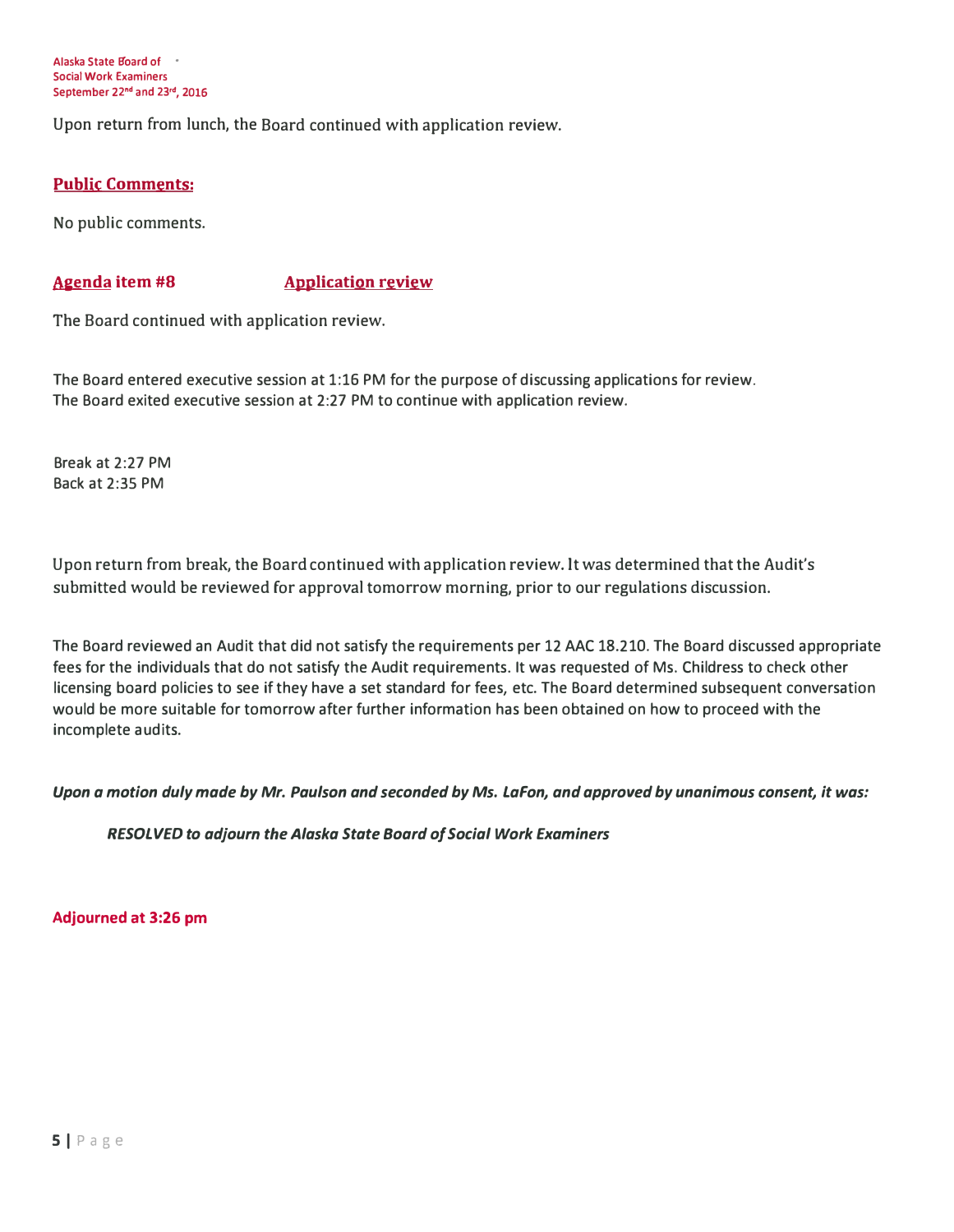Upon return from lunch, the Board continued with application review.

## Public Comments:

No public comments.

## Agenda item #8 Application review

The Board continued with application review.

The Board entered executive session at 1:16 PM for the purpose of discussing applications for review.
The Board exited executive session at 2:27 PM to continue with application review.

Break at 2:27 PM
Back at 2:35 PM

Upon return from break, the Board continued with application review. It was determined that the Audit's submitted would be reviewed for approval tomorrow morning, prior to our regulations discussion.

The Board reviewed an Audit that did not satisfy the requirements per 12 AAC 18.210. The Board discussed appropriate fees for the individuals that do not satisfy the Audit requirements. It was requested of Ms. Childress to check other licensing board policies to see if they have a set standard for fees, etc. The Board determined subsequent conversation would be more suitable for tomorrow after further information has been obtained on how to proceed with the incomplete audits.

***Upon a motion duly made by Mr. Paulson and seconded by Ms. LaFon, and approved by unanimous consent, it was:***

> ***RESOLVED to adjourn the Alaska State Board of Social Work Examiners***

**Adjourned at 3:26 pm**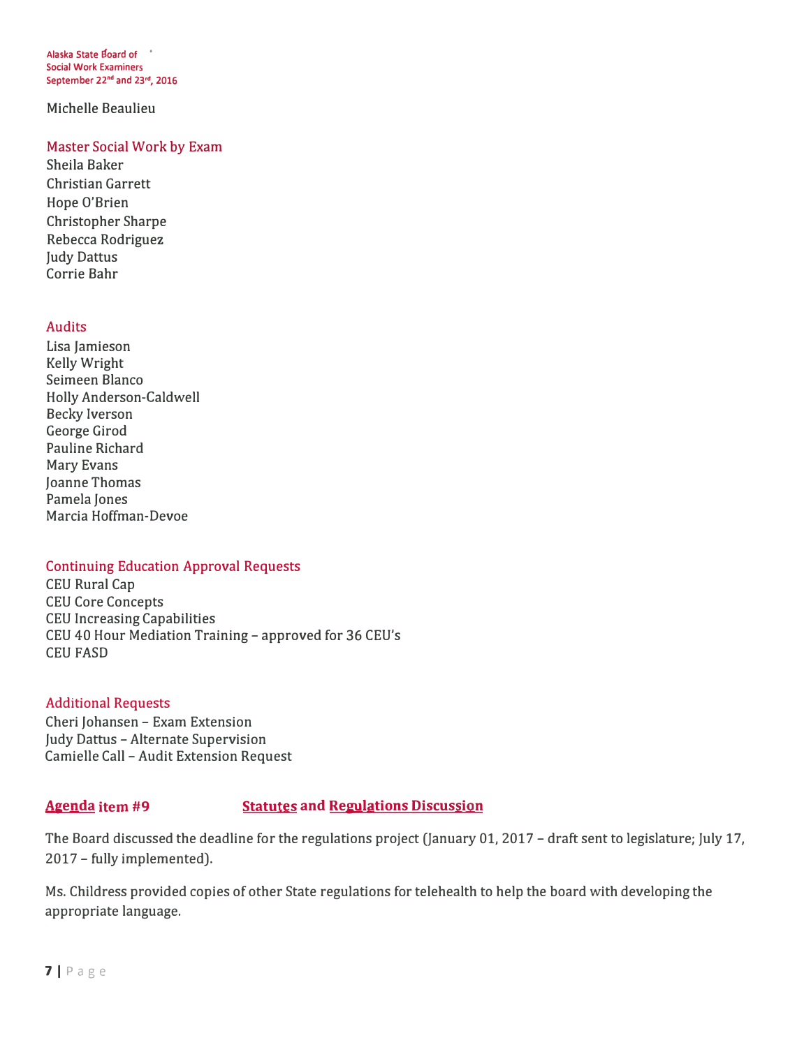Michelle Beaulieu

### Master Social Work by Exam

Sheila Baker
Christian Garrett
Hope O'Brien
Christopher Sharpe
Rebecca Rodriguez
Judy Dattus
Corrie Bahr

### Audits

Lisa Jamieson
Kelly Wright
Seimeen Blanco
Holly Anderson-Caldwell
Becky Iverson
George Girod
Pauline Richard
Mary Evans
Joanne Thomas
Pamela Jones
Marcia Hoffman-Devoe

### Continuing Education Approval Requests

CEU Rural Cap
CEU Core Concepts
CEU Increasing Capabilities
CEU 40 Hour Mediation Training – approved for 36 CEU's
CEU FASD

### Additional Requests

Cheri Johansen – Exam Extension
Judy Dattus – Alternate Supervision
Camielle Call – Audit Extension Request

## Agenda item #9 Statutes and Regulations Discussion

The Board discussed the deadline for the regulations project (January 01, 2017 – draft sent to legislature; July 17, 2017 – fully implemented).

Ms. Childress provided copies of other State regulations for telehealth to help the board with developing the appropriate language.